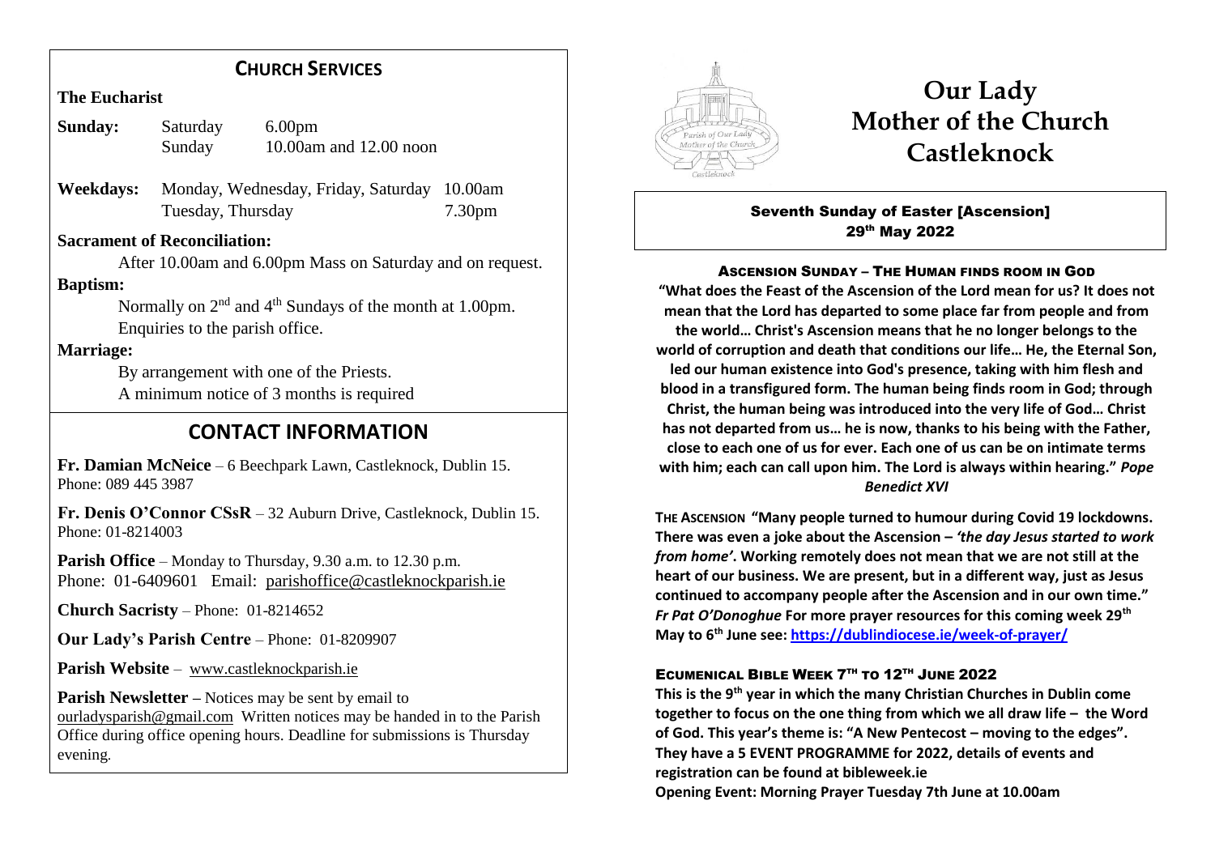## CHURCH SERVICES

**The Eucharist**

| | | |
|---|---|---|
| **Sunday:** | Saturday | 6.00pm |
| | Sunday | 10.00am and 12.00 noon |
| **Weekdays:** | Monday, Wednesday, Friday, Saturday | 10.00am |
| | Tuesday, Thursday | 7.30pm |

**Sacrament of Reconciliation:**

After 10.00am and 6.00pm Mass on Saturday and on request.

**Baptism:**

Normally on 2nd and 4th Sundays of the month at 1.00pm.
Enquiries to the parish office.

**Marriage:**

By arrangement with one of the Priests.
A minimum notice of 3 months is required

## CONTACT INFORMATION

**Fr. Damian McNeice** – 6 Beechpark Lawn, Castleknock, Dublin 15. Phone: 089 445 3987

**Fr. Denis O'Connor CSsR** – 32 Auburn Drive, Castleknock, Dublin 15. Phone: 01-8214003

**Parish Office** – Monday to Thursday, 9.30 a.m. to 12.30 p.m. Phone: 01-6409601 Email: parishoffice@castleknockparish.ie

**Church Sacristy** – Phone: 01-8214652

**Our Lady's Parish Centre** – Phone: 01-8209907

**Parish Website** – www.castleknockparish.ie

**Parish Newsletter –** Notices may be sent by email to ourladysparish@gmail.com Written notices may be handed in to the Parish Office during office opening hours. Deadline for submissions is Thursday evening.

# Our Lady Mother of the Church Castleknock

**Seventh Sunday of Easter [Ascension]**
**29th May 2022**

### ASCENSION SUNDAY – THE HUMAN FINDS ROOM IN GOD

**"What does the Feast of the Ascension of the Lord mean for us? It does not mean that the Lord has departed to some place far from people and from the world… Christ's Ascension means that he no longer belongs to the world of corruption and death that conditions our life… He, the Eternal Son, led our human existence into God's presence, taking with him flesh and blood in a transfigured form. The human being finds room in God; through Christ, the human being was introduced into the very life of God… Christ has not departed from us… he is now, thanks to his being with the Father, close to each one of us for ever. Each one of us can be on intimate terms with him; each can call upon him. The Lord is always within hearing."** ***Pope Benedict XVI***

**THE ASCENSION "Many people turned to humour during Covid 19 lockdowns. There was even a joke about the Ascension –** ***'the day Jesus started to work from home'*****. Working remotely does not mean that we are not still at the heart of our business. We are present, but in a different way, just as Jesus continued to accompany people after the Ascension and in our own time."** ***Fr Pat O'Donoghue*** **For more prayer resources for this coming week 29th May to 6th June see: https://dublindiocese.ie/week-of-prayer/**

### ECUMENICAL BIBLE WEEK 7TH TO 12TH JUNE 2022

**This is the 9th year in which the many Christian Churches in Dublin come together to focus on the one thing from which we all draw life – the Word of God. This year's theme is: "A New Pentecost – moving to the edges". They have a 5 EVENT PROGRAMME for 2022, details of events and registration can be found at bibleweek.ie**
**Opening Event: Morning Prayer Tuesday 7th June at 10.00am**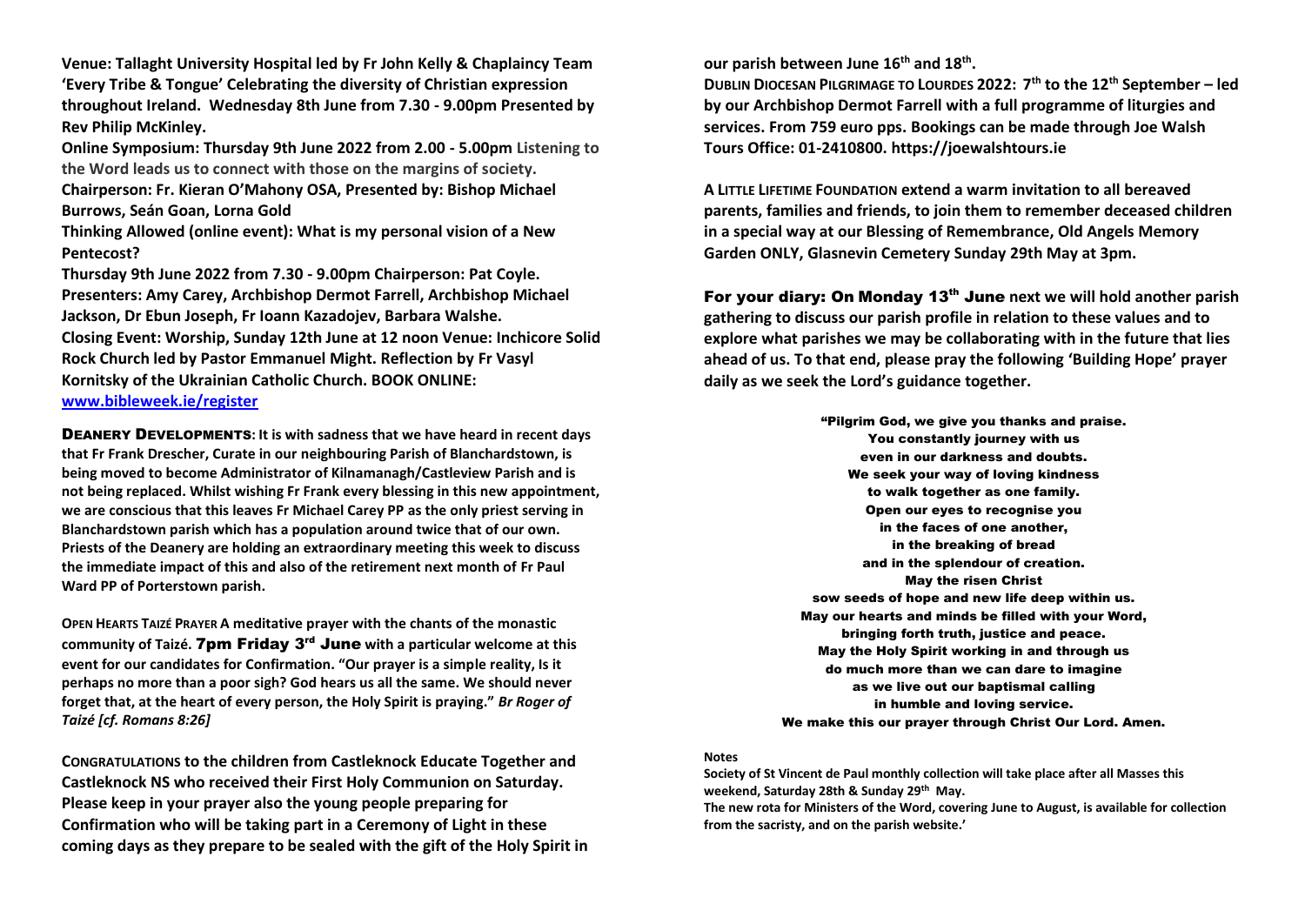**Venue: Tallaght University Hospital led by Fr John Kelly & Chaplaincy Team 'Every Tribe & Tongue' Celebrating the diversity of Christian expression throughout Ireland. Wednesday 8th June from 7.30 - 9.00pm Presented by Rev Philip McKinley.**

**Online Symposium: Thursday 9th June 2022 from 2.00 - 5.00pm** Listening to the Word leads us to connect with those on the margins of society.
**Chairperson: Fr. Kieran O'Mahony OSA, Presented by: Bishop Michael Burrows, Seán Goan, Lorna Gold**

**Thinking Allowed (online event): What is my personal vision of a New Pentecost?**

**Thursday 9th June 2022 from 7.30 - 9.00pm Chairperson: Pat Coyle. Presenters: Amy Carey, Archbishop Dermot Farrell, Archbishop Michael Jackson, Dr Ebun Joseph, Fr Ioann Kazadojev, Barbara Walshe.**

**Closing Event: Worship, Sunday 12th June at 12 noon Venue: Inchicore Solid Rock Church led by Pastor Emmanuel Might. Reflection by Fr Vasyl Kornitsky of the Ukrainian Catholic Church. BOOK ONLINE: [www.bibleweek.ie/register](www.bibleweek.ie/register)**

**DEANERY DEVELOPMENTS: It is with sadness that we have heard in recent days that Fr Frank Drescher, Curate in our neighbouring Parish of Blanchardstown, is being moved to become Administrator of Kilnamanagh/Castleview Parish and is not being replaced. Whilst wishing Fr Frank every blessing in this new appointment, we are conscious that this leaves Fr Michael Carey PP as the only priest serving in Blanchardstown parish which has a population around twice that of our own. Priests of the Deanery are holding an extraordinary meeting this week to discuss the immediate impact of this and also of the retirement next month of Fr Paul Ward PP of Porterstown parish.**

**OPEN HEARTS TAIZÉ PRAYER A meditative prayer with the chants of the monastic community of Taizé. 7pm Friday 3rd June with a particular welcome at this event for our candidates for Confirmation. "Our prayer is a simple reality, Is it perhaps no more than a poor sigh? God hears us all the same. We should never forget that, at the heart of every person, the Holy Spirit is praying."** ***Br Roger of Taizé [cf. Romans 8:26]***

**CONGRATULATIONS to the children from Castleknock Educate Together and Castleknock NS who received their First Holy Communion on Saturday. Please keep in your prayer also the young people preparing for Confirmation who will be taking part in a Ceremony of Light in these coming days as they prepare to be sealed with the gift of the Holy Spirit in our parish between June 16th and 18th.**

**DUBLIN DIOCESAN PILGRIMAGE TO LOURDES 2022: 7th to the 12th September – led by our Archbishop Dermot Farrell with a full programme of liturgies and services. From 759 euro pps. Bookings can be made through Joe Walsh Tours Office: 01-2410800. https://joewalshtours.ie**

**A LITTLE LIFETIME FOUNDATION extend a warm invitation to all bereaved parents, families and friends, to join them to remember deceased children in a special way at our Blessing of Remembrance, Old Angels Memory Garden ONLY, Glasnevin Cemetery Sunday 29th May at 3pm.**

**For your diary: On Monday 13th June next we will hold another parish gathering to discuss our parish profile in relation to these values and to explore what parishes we may be collaborating with in the future that lies ahead of us. To that end, please pray the following 'Building Hope' prayer daily as we seek the Lord's guidance together.**

**"Pilgrim God, we give you thanks and praise.
You constantly journey with us
even in our darkness and doubts.
We seek your way of loving kindness
to walk together as one family.
Open our eyes to recognise you
in the faces of one another,
in the breaking of bread
and in the splendour of creation.
May the risen Christ
sow seeds of hope and new life deep within us.
May our hearts and minds be filled with your Word,
bringing forth truth, justice and peace.
May the Holy Spirit working in and through us
do much more than we can dare to imagine
as we live out our baptismal calling
in humble and loving service.
We make this our prayer through Christ Our Lord. Amen.**

**Notes**

**Society of St Vincent de Paul monthly collection will take place after all Masses this weekend, Saturday 28th & Sunday 29th May.**

**The new rota for Ministers of the Word, covering June to August, is available for collection from the sacristy, and on the parish website.'**